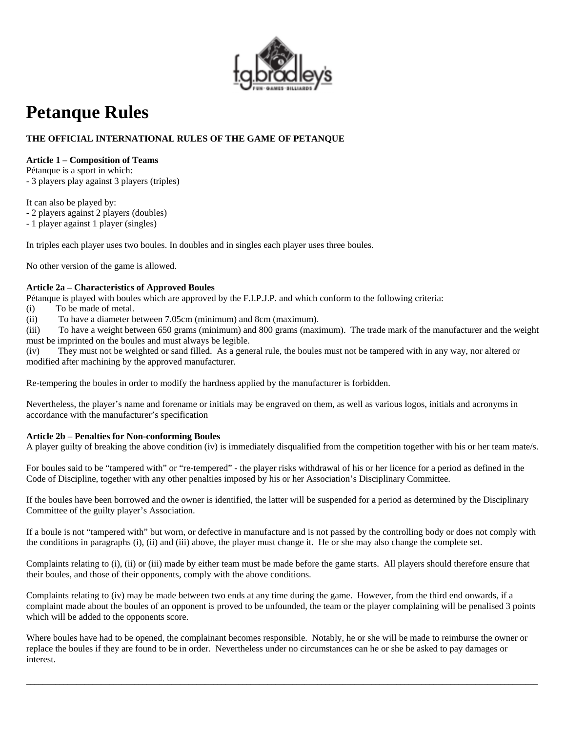# Petanque Rules

**THE OFFICIAL INTERNATIONAL RULES OF THE GAME OF PETANQUE**

**Article 1 – Composition of Teams**

Pétanque is a sport in which:
- 3 players play against 3 players (triples)

It can also be played by:
- 2 players against 2 players (doubles)
- 1 player against 1 player (singles)

In triples each player uses two boules. In doubles and in singles each player uses three boules.

No other version of the game is allowed.

**Article 2a – Characteristics of Approved Boules**

Pétanque is played with boules which are approved by the F.I.P.J.P. and which conform to the following criteria:

(i) To be made of metal.

(ii) To have a diameter between 7.05cm (minimum) and 8cm (maximum).

(iii) To have a weight between 650 grams (minimum) and 800 grams (maximum). The trade mark of the manufacturer and the weight must be imprinted on the boules and must always be legible.

(iv) They must not be weighted or sand filled. As a general rule, the boules must not be tampered with in any way, nor altered or modified after machining by the approved manufacturer.

Re-tempering the boules in order to modify the hardness applied by the manufacturer is forbidden.

Nevertheless, the player's name and forename or initials may be engraved on them, as well as various logos, initials and acronyms in accordance with the manufacturer's specification

**Article 2b – Penalties for Non-conforming Boules**

A player guilty of breaking the above condition (iv) is immediately disqualified from the competition together with his or her team mate/s.

For boules said to be "tampered with" or "re-tempered" - the player risks withdrawal of his or her licence for a period as defined in the Code of Discipline, together with any other penalties imposed by his or her Association's Disciplinary Committee.

If the boules have been borrowed and the owner is identified, the latter will be suspended for a period as determined by the Disciplinary Committee of the guilty player's Association.

If a boule is not "tampered with" but worn, or defective in manufacture and is not passed by the controlling body or does not comply with the conditions in paragraphs (i), (ii) and (iii) above, the player must change it. He or she may also change the complete set.

Complaints relating to (i), (ii) or (iii) made by either team must be made before the game starts. All players should therefore ensure that their boules, and those of their opponents, comply with the above conditions.

Complaints relating to (iv) may be made between two ends at any time during the game. However, from the third end onwards, if a complaint made about the boules of an opponent is proved to be unfounded, the team or the player complaining will be penalised 3 points which will be added to the opponents score.

Where boules have had to be opened, the complainant becomes responsible. Notably, he or she will be made to reimburse the owner or replace the boules if they are found to be in order. Nevertheless under no circumstances can he or she be asked to pay damages or interest.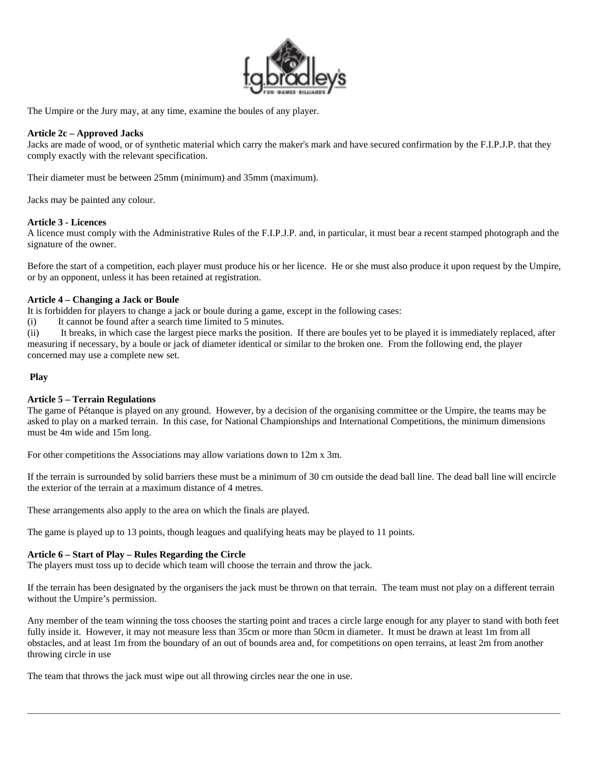The Umpire or the Jury may, at any time, examine the boules of any player.

**Article 2c – Approved Jacks**

Jacks are made of wood, or of synthetic material which carry the maker's mark and have secured confirmation by the F.I.P.J.P. that they comply exactly with the relevant specification.

Their diameter must be between 25mm (minimum) and 35mm (maximum).

Jacks may be painted any colour.

**Article 3 - Licences**

A licence must comply with the Administrative Rules of the F.I.P.J.P. and, in particular, it must bear a recent stamped photograph and the signature of the owner.

Before the start of a competition, each player must produce his or her licence. He or she must also produce it upon request by the Umpire, or by an opponent, unless it has been retained at registration.

**Article 4 – Changing a Jack or Boule**

It is forbidden for players to change a jack or boule during a game, except in the following cases:

(i) It cannot be found after a search time limited to 5 minutes.

(ii) It breaks, in which case the largest piece marks the position. If there are boules yet to be played it is immediately replaced, after measuring if necessary, by a boule or jack of diameter identical or similar to the broken one. From the following end, the player concerned may use a complete new set.

## Play

**Article 5 – Terrain Regulations**

The game of Pétanque is played on any ground. However, by a decision of the organising committee or the Umpire, the teams may be asked to play on a marked terrain. In this case, for National Championships and International Competitions, the minimum dimensions must be 4m wide and 15m long.

For other competitions the Associations may allow variations down to 12m x 3m.

If the terrain is surrounded by solid barriers these must be a minimum of 30 cm outside the dead ball line. The dead ball line will encircle the exterior of the terrain at a maximum distance of 4 metres.

These arrangements also apply to the area on which the finals are played.

The game is played up to 13 points, though leagues and qualifying heats may be played to 11 points.

**Article 6 – Start of Play – Rules Regarding the Circle**

The players must toss up to decide which team will choose the terrain and throw the jack.

If the terrain has been designated by the organisers the jack must be thrown on that terrain. The team must not play on a different terrain without the Umpire's permission.

Any member of the team winning the toss chooses the starting point and traces a circle large enough for any player to stand with both feet fully inside it. However, it may not measure less than 35cm or more than 50cm in diameter. It must be drawn at least 1m from all obstacles, and at least 1m from the boundary of an out of bounds area and, for competitions on open terrains, at least 2m from another throwing circle in use

The team that throws the jack must wipe out all throwing circles near the one in use.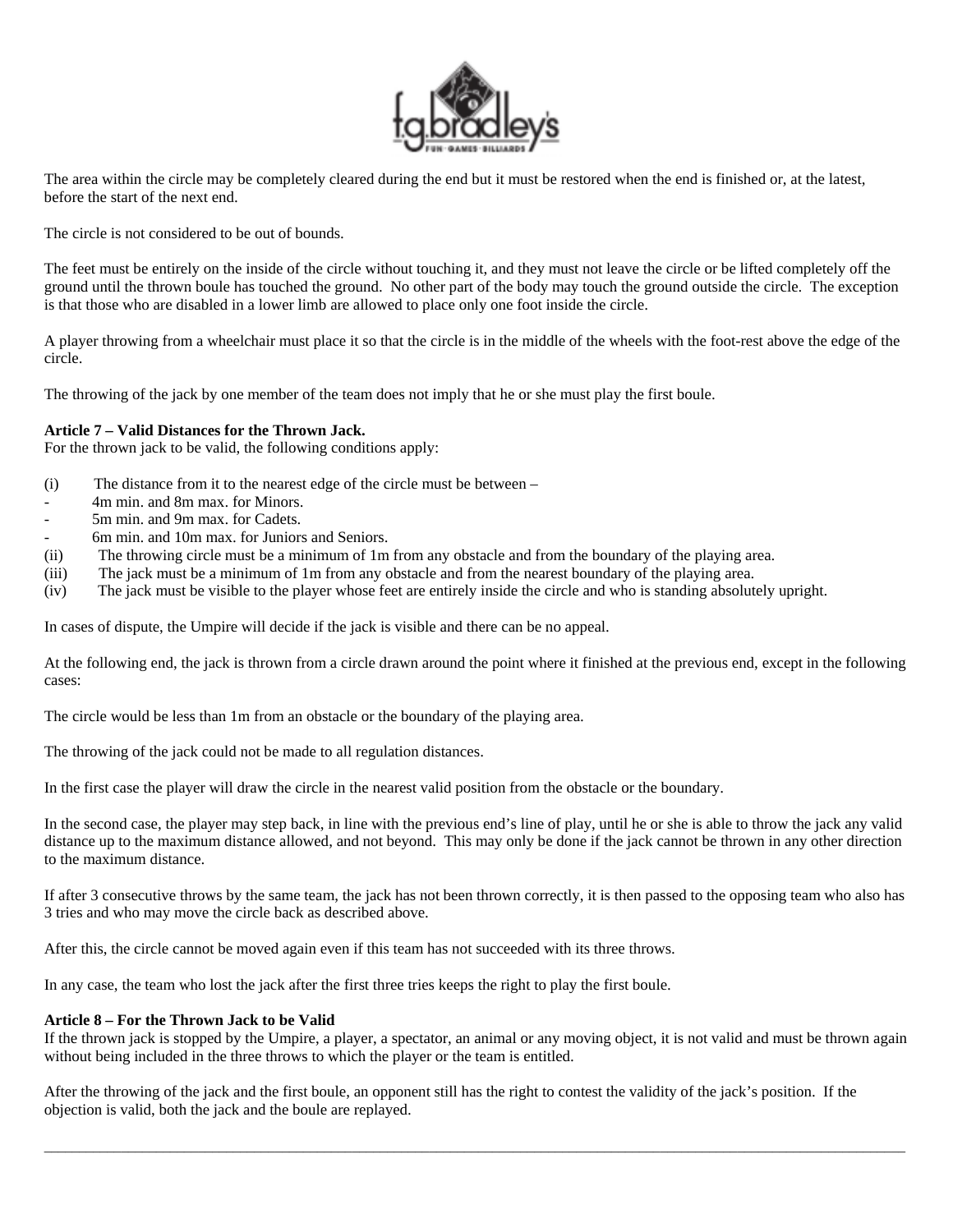The area within the circle may be completely cleared during the end but it must be restored when the end is finished or, at the latest, before the start of the next end.

The circle is not considered to be out of bounds.

The feet must be entirely on the inside of the circle without touching it, and they must not leave the circle or be lifted completely off the ground until the thrown boule has touched the ground. No other part of the body may touch the ground outside the circle. The exception is that those who are disabled in a lower limb are allowed to place only one foot inside the circle.

A player throwing from a wheelchair must place it so that the circle is in the middle of the wheels with the foot-rest above the edge of the circle.

The throwing of the jack by one member of the team does not imply that he or she must play the first boule.

**Article 7 – Valid Distances for the Thrown Jack.**
For the thrown jack to be valid, the following conditions apply:

(i) The distance from it to the nearest edge of the circle must be between –
- 4m min. and 8m max. for Minors.
- 5m min. and 9m max. for Cadets.
- 6m min. and 10m max. for Juniors and Seniors.

(ii) The throwing circle must be a minimum of 1m from any obstacle and from the boundary of the playing area.
(iii) The jack must be a minimum of 1m from any obstacle and from the nearest boundary of the playing area.
(iv) The jack must be visible to the player whose feet are entirely inside the circle and who is standing absolutely upright.

In cases of dispute, the Umpire will decide if the jack is visible and there can be no appeal.

At the following end, the jack is thrown from a circle drawn around the point where it finished at the previous end, except in the following cases:

The circle would be less than 1m from an obstacle or the boundary of the playing area.

The throwing of the jack could not be made to all regulation distances.

In the first case the player will draw the circle in the nearest valid position from the obstacle or the boundary.

In the second case, the player may step back, in line with the previous end's line of play, until he or she is able to throw the jack any valid distance up to the maximum distance allowed, and not beyond. This may only be done if the jack cannot be thrown in any other direction to the maximum distance.

If after 3 consecutive throws by the same team, the jack has not been thrown correctly, it is then passed to the opposing team who also has 3 tries and who may move the circle back as described above.

After this, the circle cannot be moved again even if this team has not succeeded with its three throws.

In any case, the team who lost the jack after the first three tries keeps the right to play the first boule.

**Article 8 – For the Thrown Jack to be Valid**
If the thrown jack is stopped by the Umpire, a player, a spectator, an animal or any moving object, it is not valid and must be thrown again without being included in the three throws to which the player or the team is entitled.

After the throwing of the jack and the first boule, an opponent still has the right to contest the validity of the jack's position. If the objection is valid, both the jack and the boule are replayed.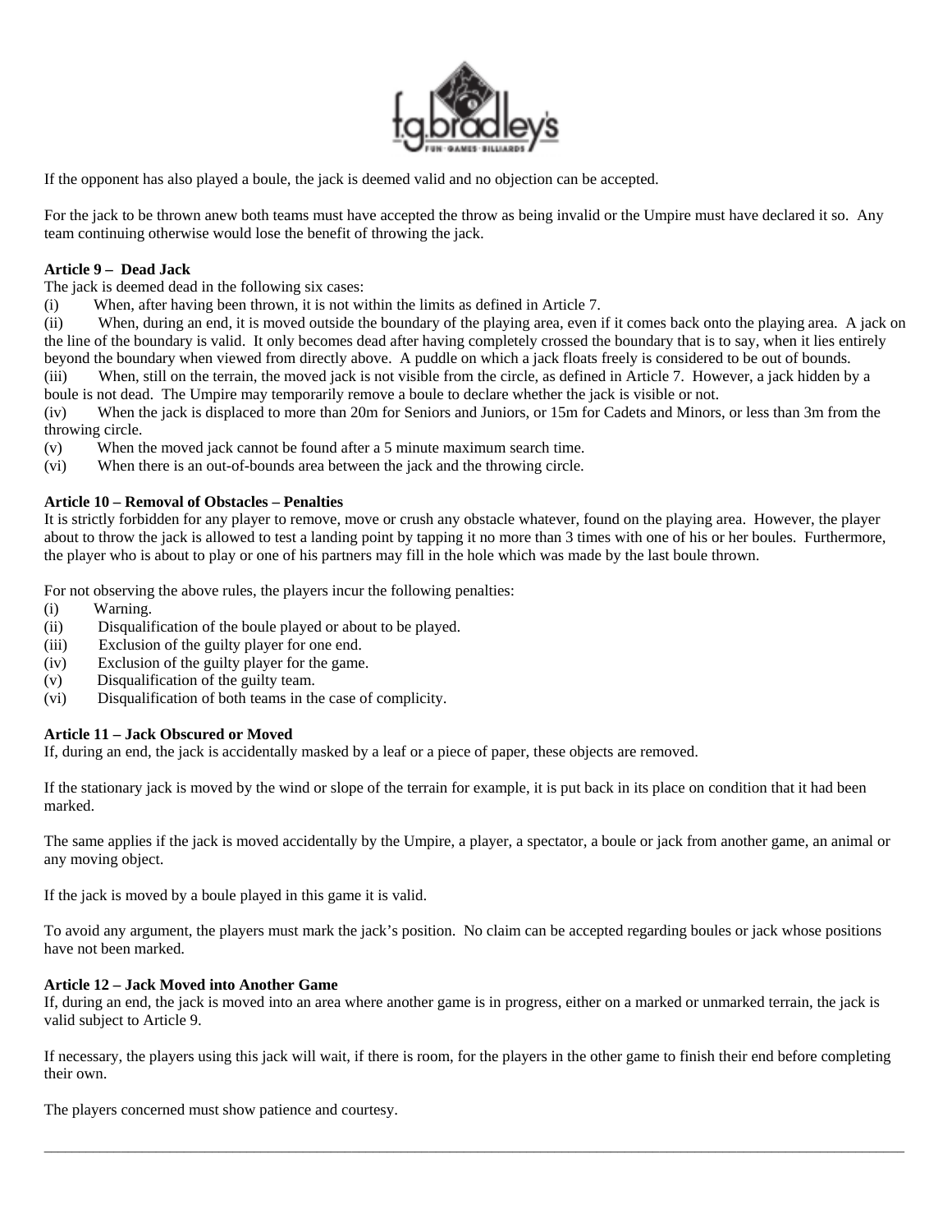If the opponent has also played a boule, the jack is deemed valid and no objection can be accepted.

For the jack to be thrown anew both teams must have accepted the throw as being invalid or the Umpire must have declared it so. Any team continuing otherwise would lose the benefit of throwing the jack.

**Article 9 – Dead Jack**

The jack is deemed dead in the following six cases:

(i) When, after having been thrown, it is not within the limits as defined in Article 7.

(ii) When, during an end, it is moved outside the boundary of the playing area, even if it comes back onto the playing area. A jack on the line of the boundary is valid. It only becomes dead after having completely crossed the boundary that is to say, when it lies entirely beyond the boundary when viewed from directly above. A puddle on which a jack floats freely is considered to be out of bounds.

(iii) When, still on the terrain, the moved jack is not visible from the circle, as defined in Article 7. However, a jack hidden by a boule is not dead. The Umpire may temporarily remove a boule to declare whether the jack is visible or not.

(iv) When the jack is displaced to more than 20m for Seniors and Juniors, or 15m for Cadets and Minors, or less than 3m from the throwing circle.

(v) When the moved jack cannot be found after a 5 minute maximum search time.

(vi) When there is an out-of-bounds area between the jack and the throwing circle.

**Article 10 – Removal of Obstacles – Penalties**

It is strictly forbidden for any player to remove, move or crush any obstacle whatever, found on the playing area. However, the player about to throw the jack is allowed to test a landing point by tapping it no more than 3 times with one of his or her boules. Furthermore, the player who is about to play or one of his partners may fill in the hole which was made by the last boule thrown.

For not observing the above rules, the players incur the following penalties:

(i) Warning.

(ii) Disqualification of the boule played or about to be played.

(iii) Exclusion of the guilty player for one end.

(iv) Exclusion of the guilty player for the game.

(v) Disqualification of the guilty team.

(vi) Disqualification of both teams in the case of complicity.

**Article 11 – Jack Obscured or Moved**

If, during an end, the jack is accidentally masked by a leaf or a piece of paper, these objects are removed.

If the stationary jack is moved by the wind or slope of the terrain for example, it is put back in its place on condition that it had been marked.

The same applies if the jack is moved accidentally by the Umpire, a player, a spectator, a boule or jack from another game, an animal or any moving object.

If the jack is moved by a boule played in this game it is valid.

To avoid any argument, the players must mark the jack's position. No claim can be accepted regarding boules or jack whose positions have not been marked.

**Article 12 – Jack Moved into Another Game**

If, during an end, the jack is moved into an area where another game is in progress, either on a marked or unmarked terrain, the jack is valid subject to Article 9.

If necessary, the players using this jack will wait, if there is room, for the players in the other game to finish their end before completing their own.

The players concerned must show patience and courtesy.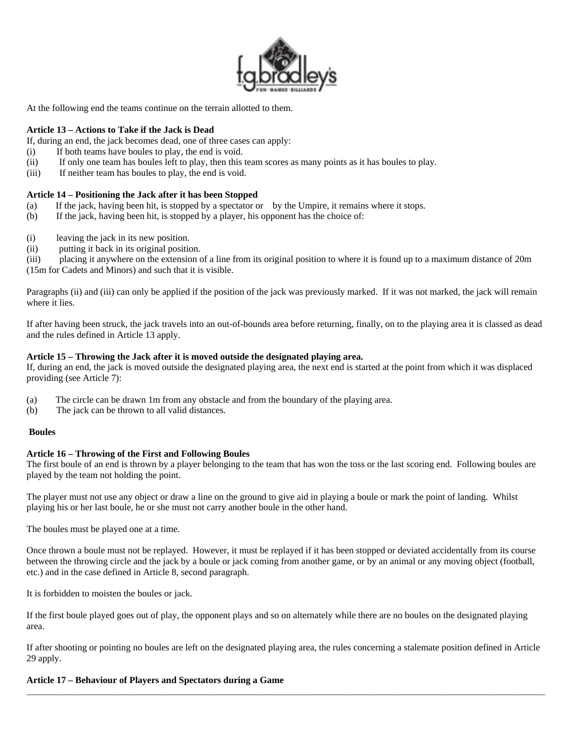At the following end the teams continue on the terrain allotted to them.

**Article 13 – Actions to Take if the Jack is Dead**

If, during an end, the jack becomes dead, one of three cases can apply:

(i) If both teams have boules to play, the end is void.
(ii) If only one team has boules left to play, then this team scores as many points as it has boules to play.
(iii) If neither team has boules to play, the end is void.

**Article 14 – Positioning the Jack after it has been Stopped**

(a) If the jack, having been hit, is stopped by a spectator or by the Umpire, it remains where it stops.
(b) If the jack, having been hit, is stopped by a player, his opponent has the choice of:

(i) leaving the jack in its new position.
(ii) putting it back in its original position.
(iii) placing it anywhere on the extension of a line from its original position to where it is found up to a maximum distance of 20m (15m for Cadets and Minors) and such that it is visible.

Paragraphs (ii) and (iii) can only be applied if the position of the jack was previously marked. If it was not marked, the jack will remain where it lies.

If after having been struck, the jack travels into an out-of-bounds area before returning, finally, on to the playing area it is classed as dead and the rules defined in Article 13 apply.

**Article 15 – Throwing the Jack after it is moved outside the designated playing area.**

If, during an end, the jack is moved outside the designated playing area, the next end is started at the point from which it was displaced providing (see Article 7):

(a) The circle can be drawn 1m from any obstacle and from the boundary of the playing area.
(b) The jack can be thrown to all valid distances.

**Boules**

**Article 16 – Throwing of the First and Following Boules**

The first boule of an end is thrown by a player belonging to the team that has won the toss or the last scoring end. Following boules are played by the team not holding the point.

The player must not use any object or draw a line on the ground to give aid in playing a boule or mark the point of landing. Whilst playing his or her last boule, he or she must not carry another boule in the other hand.

The boules must be played one at a time.

Once thrown a boule must not be replayed. However, it must be replayed if it has been stopped or deviated accidentally from its course between the throwing circle and the jack by a boule or jack coming from another game, or by an animal or any moving object (football, etc.) and in the case defined in Article 8, second paragraph.

It is forbidden to moisten the boules or jack.

If the first boule played goes out of play, the opponent plays and so on alternately while there are no boules on the designated playing area.

If after shooting or pointing no boules are left on the designated playing area, the rules concerning a stalemate position defined in Article 29 apply.

**Article 17 – Behaviour of Players and Spectators during a Game**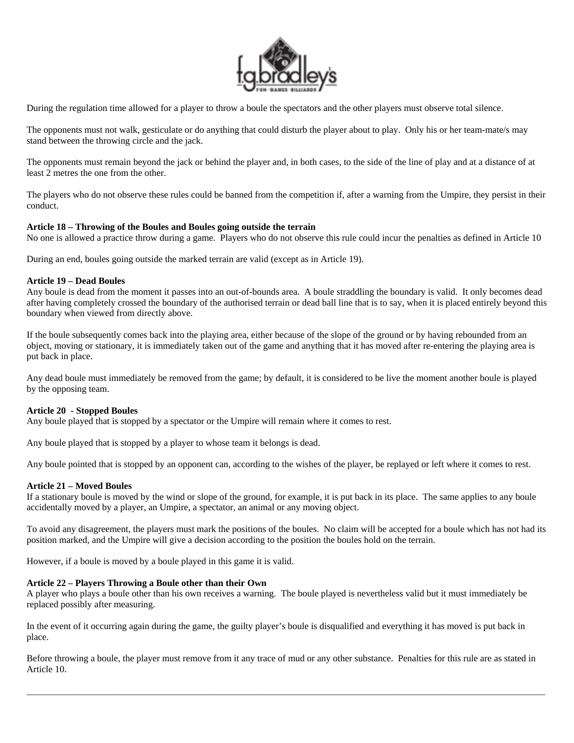During the regulation time allowed for a player to throw a boule the spectators and the other players must observe total silence.

The opponents must not walk, gesticulate or do anything that could disturb the player about to play. Only his or her team-mate/s may stand between the throwing circle and the jack.

The opponents must remain beyond the jack or behind the player and, in both cases, to the side of the line of play and at a distance of at least 2 metres the one from the other.

The players who do not observe these rules could be banned from the competition if, after a warning from the Umpire, they persist in their conduct.

**Article 18 – Throwing of the Boules and Boules going outside the terrain**

No one is allowed a practice throw during a game. Players who do not observe this rule could incur the penalties as defined in Article 10

During an end, boules going outside the marked terrain are valid (except as in Article 19).

**Article 19 – Dead Boules**

Any boule is dead from the moment it passes into an out-of-bounds area. A boule straddling the boundary is valid. It only becomes dead after having completely crossed the boundary of the authorised terrain or dead ball line that is to say, when it is placed entirely beyond this boundary when viewed from directly above.

If the boule subsequently comes back into the playing area, either because of the slope of the ground or by having rebounded from an object, moving or stationary, it is immediately taken out of the game and anything that it has moved after re-entering the playing area is put back in place.

Any dead boule must immediately be removed from the game; by default, it is considered to be live the moment another boule is played by the opposing team.

**Article 20 - Stopped Boules**

Any boule played that is stopped by a spectator or the Umpire will remain where it comes to rest.

Any boule played that is stopped by a player to whose team it belongs is dead.

Any boule pointed that is stopped by an opponent can, according to the wishes of the player, be replayed or left where it comes to rest.

**Article 21 – Moved Boules**

If a stationary boule is moved by the wind or slope of the ground, for example, it is put back in its place. The same applies to any boule accidentally moved by a player, an Umpire, a spectator, an animal or any moving object.

To avoid any disagreement, the players must mark the positions of the boules. No claim will be accepted for a boule which has not had its position marked, and the Umpire will give a decision according to the position the boules hold on the terrain.

However, if a boule is moved by a boule played in this game it is valid.

**Article 22 – Players Throwing a Boule other than their Own**

A player who plays a boule other than his own receives a warning. The boule played is nevertheless valid but it must immediately be replaced possibly after measuring.

In the event of it occurring again during the game, the guilty player's boule is disqualified and everything it has moved is put back in place.

Before throwing a boule, the player must remove from it any trace of mud or any other substance. Penalties for this rule are as stated in Article 10.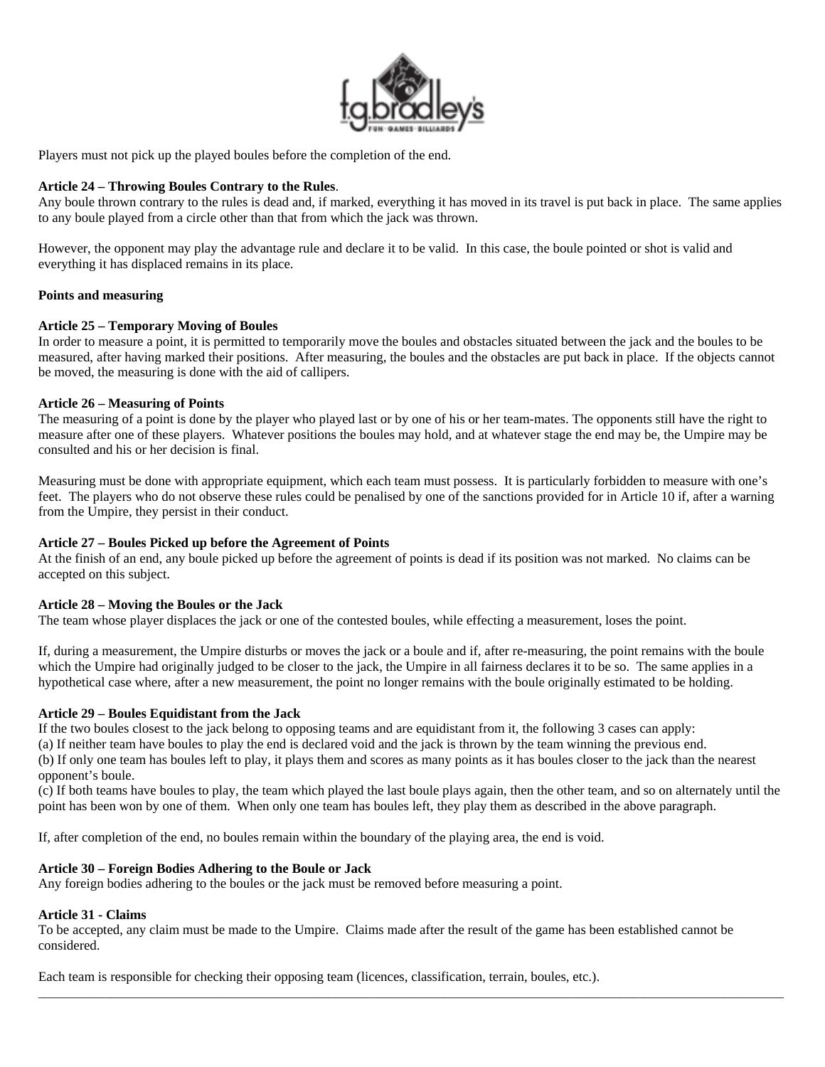Players must not pick up the played boules before the completion of the end.

**Article 24 – Throwing Boules Contrary to the Rules**.
Any boule thrown contrary to the rules is dead and, if marked, everything it has moved in its travel is put back in place. The same applies to any boule played from a circle other than that from which the jack was thrown.

However, the opponent may play the advantage rule and declare it to be valid. In this case, the boule pointed or shot is valid and everything it has displaced remains in its place.

**Points and measuring**

**Article 25 – Temporary Moving of Boules**
In order to measure a point, it is permitted to temporarily move the boules and obstacles situated between the jack and the boules to be measured, after having marked their positions. After measuring, the boules and the obstacles are put back in place. If the objects cannot be moved, the measuring is done with the aid of callipers.

**Article 26 – Measuring of Points**
The measuring of a point is done by the player who played last or by one of his or her team-mates. The opponents still have the right to measure after one of these players. Whatever positions the boules may hold, and at whatever stage the end may be, the Umpire may be consulted and his or her decision is final.

Measuring must be done with appropriate equipment, which each team must possess. It is particularly forbidden to measure with one's feet. The players who do not observe these rules could be penalised by one of the sanctions provided for in Article 10 if, after a warning from the Umpire, they persist in their conduct.

**Article 27 – Boules Picked up before the Agreement of Points**
At the finish of an end, any boule picked up before the agreement of points is dead if its position was not marked. No claims can be accepted on this subject.

**Article 28 – Moving the Boules or the Jack**
The team whose player displaces the jack or one of the contested boules, while effecting a measurement, loses the point.

If, during a measurement, the Umpire disturbs or moves the jack or a boule and if, after re-measuring, the point remains with the boule which the Umpire had originally judged to be closer to the jack, the Umpire in all fairness declares it to be so. The same applies in a hypothetical case where, after a new measurement, the point no longer remains with the boule originally estimated to be holding.

**Article 29 – Boules Equidistant from the Jack**
If the two boules closest to the jack belong to opposing teams and are equidistant from it, the following 3 cases can apply:
(a) If neither team have boules to play the end is declared void and the jack is thrown by the team winning the previous end.
(b) If only one team has boules left to play, it plays them and scores as many points as it has boules closer to the jack than the nearest opponent's boule.
(c) If both teams have boules to play, the team which played the last boule plays again, then the other team, and so on alternately until the point has been won by one of them. When only one team has boules left, they play them as described in the above paragraph.

If, after completion of the end, no boules remain within the boundary of the playing area, the end is void.

**Article 30 – Foreign Bodies Adhering to the Boule or Jack**
Any foreign bodies adhering to the boules or the jack must be removed before measuring a point.

**Article 31 - Claims**
To be accepted, any claim must be made to the Umpire. Claims made after the result of the game has been established cannot be considered.

Each team is responsible for checking their opposing team (licences, classification, terrain, boules, etc.).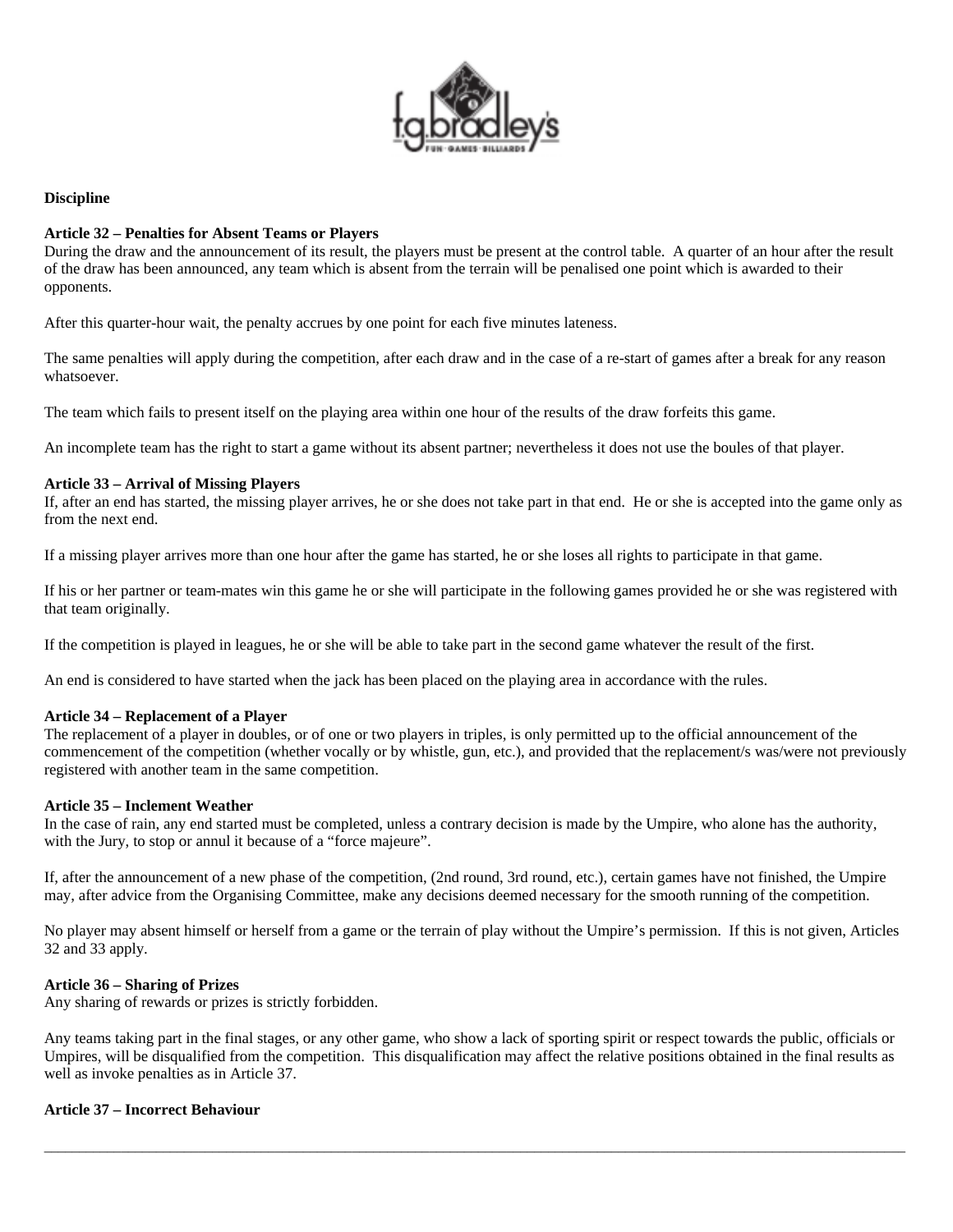**Discipline**

**Article 32 – Penalties for Absent Teams or Players**

During the draw and the announcement of its result, the players must be present at the control table. A quarter of an hour after the result of the draw has been announced, any team which is absent from the terrain will be penalised one point which is awarded to their opponents.

After this quarter-hour wait, the penalty accrues by one point for each five minutes lateness.

The same penalties will apply during the competition, after each draw and in the case of a re-start of games after a break for any reason whatsoever.

The team which fails to present itself on the playing area within one hour of the results of the draw forfeits this game.

An incomplete team has the right to start a game without its absent partner; nevertheless it does not use the boules of that player.

**Article 33 – Arrival of Missing Players**

If, after an end has started, the missing player arrives, he or she does not take part in that end. He or she is accepted into the game only as from the next end.

If a missing player arrives more than one hour after the game has started, he or she loses all rights to participate in that game.

If his or her partner or team-mates win this game he or she will participate in the following games provided he or she was registered with that team originally.

If the competition is played in leagues, he or she will be able to take part in the second game whatever the result of the first.

An end is considered to have started when the jack has been placed on the playing area in accordance with the rules.

**Article 34 – Replacement of a Player**

The replacement of a player in doubles, or of one or two players in triples, is only permitted up to the official announcement of the commencement of the competition (whether vocally or by whistle, gun, etc.), and provided that the replacement/s was/were not previously registered with another team in the same competition.

**Article 35 – Inclement Weather**

In the case of rain, any end started must be completed, unless a contrary decision is made by the Umpire, who alone has the authority, with the Jury, to stop or annul it because of a "force majeure".

If, after the announcement of a new phase of the competition, (2nd round, 3rd round, etc.), certain games have not finished, the Umpire may, after advice from the Organising Committee, make any decisions deemed necessary for the smooth running of the competition.

No player may absent himself or herself from a game or the terrain of play without the Umpire's permission. If this is not given, Articles 32 and 33 apply.

**Article 36 – Sharing of Prizes**

Any sharing of rewards or prizes is strictly forbidden.

Any teams taking part in the final stages, or any other game, who show a lack of sporting spirit or respect towards the public, officials or Umpires, will be disqualified from the competition. This disqualification may affect the relative positions obtained in the final results as well as invoke penalties as in Article 37.

**Article 37 – Incorrect Behaviour**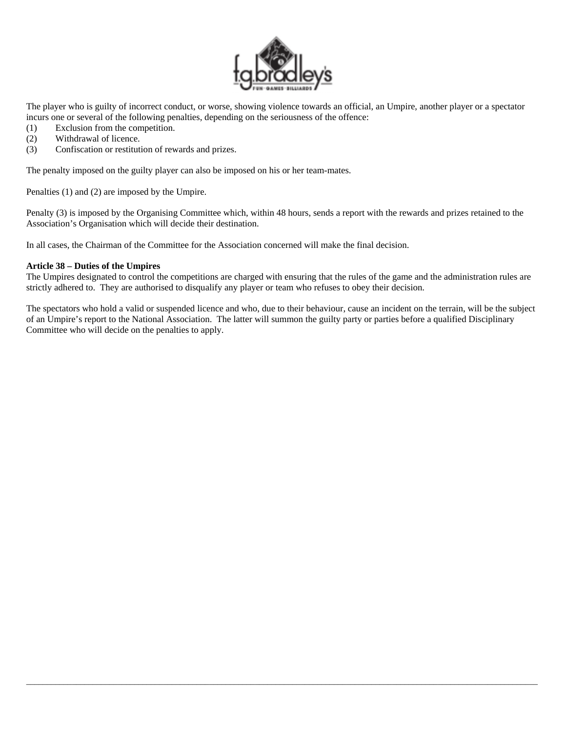The player who is guilty of incorrect conduct, or worse, showing violence towards an official, an Umpire, another player or a spectator incurs one or several of the following penalties, depending on the seriousness of the offence:

(1) Exclusion from the competition.
(2) Withdrawal of licence.
(3) Confiscation or restitution of rewards and prizes.

The penalty imposed on the guilty player can also be imposed on his or her team-mates.

Penalties (1) and (2) are imposed by the Umpire.

Penalty (3) is imposed by the Organising Committee which, within 48 hours, sends a report with the rewards and prizes retained to the Association's Organisation which will decide their destination.

In all cases, the Chairman of the Committee for the Association concerned will make the final decision.

**Article 38 – Duties of the Umpires**

The Umpires designated to control the competitions are charged with ensuring that the rules of the game and the administration rules are strictly adhered to. They are authorised to disqualify any player or team who refuses to obey their decision.

The spectators who hold a valid or suspended licence and who, due to their behaviour, cause an incident on the terrain, will be the subject of an Umpire's report to the National Association. The latter will summon the guilty party or parties before a qualified Disciplinary Committee who will decide on the penalties to apply.